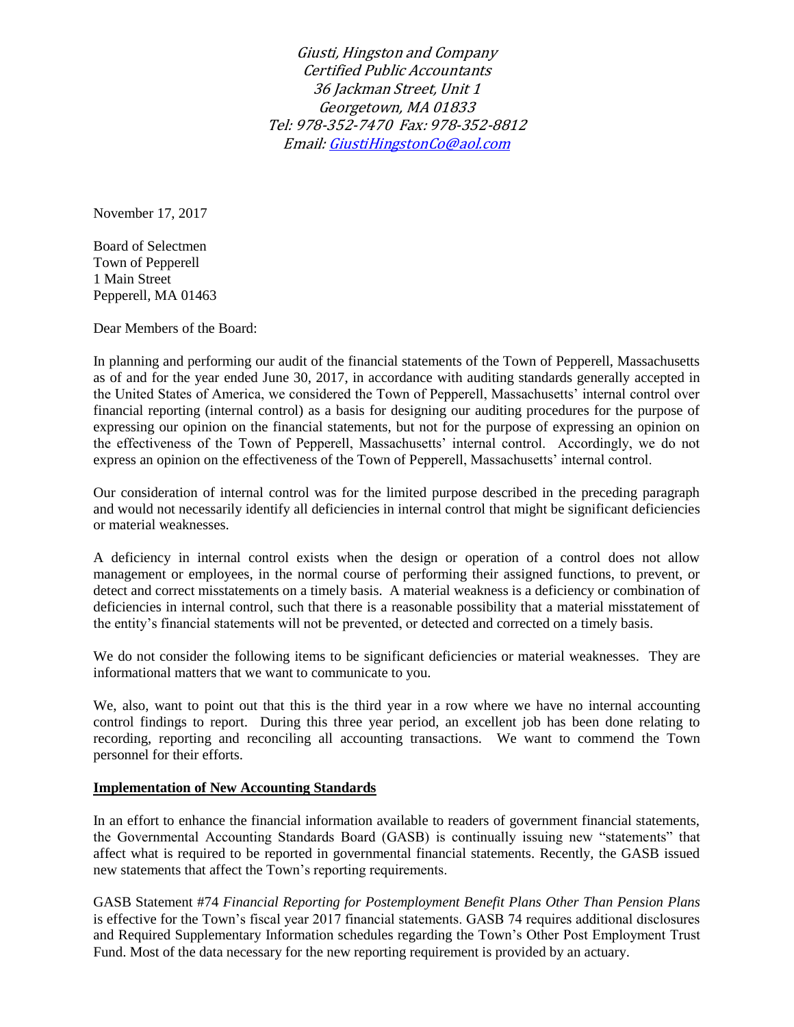*Giusti, Hingston and Company*
*Certified Public Accountants*
*36 Jackman Street, Unit 1*
*Georgetown, MA 01833*
*Tel: 978-352-7470 Fax: 978-352-8812*
*Email: GiustiHingstonCo@aol.com*

November 17, 2017

Board of Selectmen
Town of Pepperell
1 Main Street
Pepperell, MA 01463

Dear Members of the Board:

In planning and performing our audit of the financial statements of the Town of Pepperell, Massachusetts as of and for the year ended June 30, 2017, in accordance with auditing standards generally accepted in the United States of America, we considered the Town of Pepperell, Massachusetts' internal control over financial reporting (internal control) as a basis for designing our auditing procedures for the purpose of expressing our opinion on the financial statements, but not for the purpose of expressing an opinion on the effectiveness of the Town of Pepperell, Massachusetts' internal control. Accordingly, we do not express an opinion on the effectiveness of the Town of Pepperell, Massachusetts' internal control.

Our consideration of internal control was for the limited purpose described in the preceding paragraph and would not necessarily identify all deficiencies in internal control that might be significant deficiencies or material weaknesses.

A deficiency in internal control exists when the design or operation of a control does not allow management or employees, in the normal course of performing their assigned functions, to prevent, or detect and correct misstatements on a timely basis. A material weakness is a deficiency or combination of deficiencies in internal control, such that there is a reasonable possibility that a material misstatement of the entity's financial statements will not be prevented, or detected and corrected on a timely basis.

We do not consider the following items to be significant deficiencies or material weaknesses. They are informational matters that we want to communicate to you.

We, also, want to point out that this is the third year in a row where we have no internal accounting control findings to report. During this three year period, an excellent job has been done relating to recording, reporting and reconciling all accounting transactions. We want to commend the Town personnel for their efforts.

**Implementation of New Accounting Standards**

In an effort to enhance the financial information available to readers of government financial statements, the Governmental Accounting Standards Board (GASB) is continually issuing new "statements" that affect what is required to be reported in governmental financial statements. Recently, the GASB issued new statements that affect the Town's reporting requirements.

GASB Statement #74 *Financial Reporting for Postemployment Benefit Plans Other Than Pension Plans* is effective for the Town's fiscal year 2017 financial statements. GASB 74 requires additional disclosures and Required Supplementary Information schedules regarding the Town's Other Post Employment Trust Fund. Most of the data necessary for the new reporting requirement is provided by an actuary.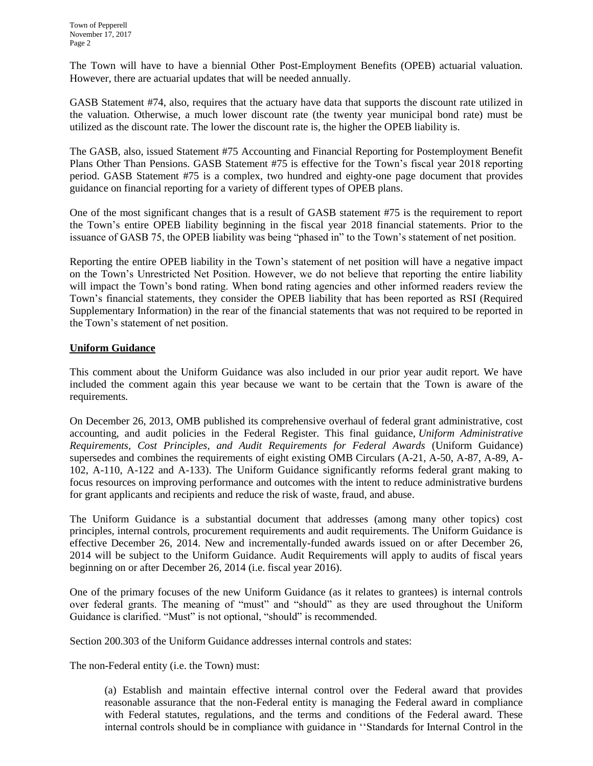The Town will have to have a biennial Other Post-Employment Benefits (OPEB) actuarial valuation. However, there are actuarial updates that will be needed annually.

GASB Statement #74, also, requires that the actuary have data that supports the discount rate utilized in the valuation. Otherwise, a much lower discount rate (the twenty year municipal bond rate) must be utilized as the discount rate. The lower the discount rate is, the higher the OPEB liability is.

The GASB, also, issued Statement #75 Accounting and Financial Reporting for Postemployment Benefit Plans Other Than Pensions. GASB Statement #75 is effective for the Town's fiscal year 2018 reporting period. GASB Statement #75 is a complex, two hundred and eighty-one page document that provides guidance on financial reporting for a variety of different types of OPEB plans.

One of the most significant changes that is a result of GASB statement #75 is the requirement to report the Town's entire OPEB liability beginning in the fiscal year 2018 financial statements. Prior to the issuance of GASB 75, the OPEB liability was being "phased in" to the Town's statement of net position.

Reporting the entire OPEB liability in the Town's statement of net position will have a negative impact on the Town's Unrestricted Net Position. However, we do not believe that reporting the entire liability will impact the Town's bond rating. When bond rating agencies and other informed readers review the Town's financial statements, they consider the OPEB liability that has been reported as RSI (Required Supplementary Information) in the rear of the financial statements that was not required to be reported in the Town's statement of net position.

## Uniform Guidance

This comment about the Uniform Guidance was also included in our prior year audit report. We have included the comment again this year because we want to be certain that the Town is aware of the requirements.

On December 26, 2013, OMB published its comprehensive overhaul of federal grant administrative, cost accounting, and audit policies in the Federal Register. This final guidance, *Uniform Administrative Requirements, Cost Principles, and Audit Requirements for Federal Awards* (Uniform Guidance) supersedes and combines the requirements of eight existing OMB Circulars (A-21, A-50, A-87, A-89, A-102, A-110, A-122 and A-133). The Uniform Guidance significantly reforms federal grant making to focus resources on improving performance and outcomes with the intent to reduce administrative burdens for grant applicants and recipients and reduce the risk of waste, fraud, and abuse.

The Uniform Guidance is a substantial document that addresses (among many other topics) cost principles, internal controls, procurement requirements and audit requirements. The Uniform Guidance is effective December 26, 2014. New and incrementally-funded awards issued on or after December 26, 2014 will be subject to the Uniform Guidance. Audit Requirements will apply to audits of fiscal years beginning on or after December 26, 2014 (i.e. fiscal year 2016).

One of the primary focuses of the new Uniform Guidance (as it relates to grantees) is internal controls over federal grants. The meaning of "must" and "should" as they are used throughout the Uniform Guidance is clarified. "Must" is not optional, "should" is recommended.

Section 200.303 of the Uniform Guidance addresses internal controls and states:

The non-Federal entity (i.e. the Town) must:

> (a) Establish and maintain effective internal control over the Federal award that provides reasonable assurance that the non-Federal entity is managing the Federal award in compliance with Federal statutes, regulations, and the terms and conditions of the Federal award. These internal controls should be in compliance with guidance in ''Standards for Internal Control in the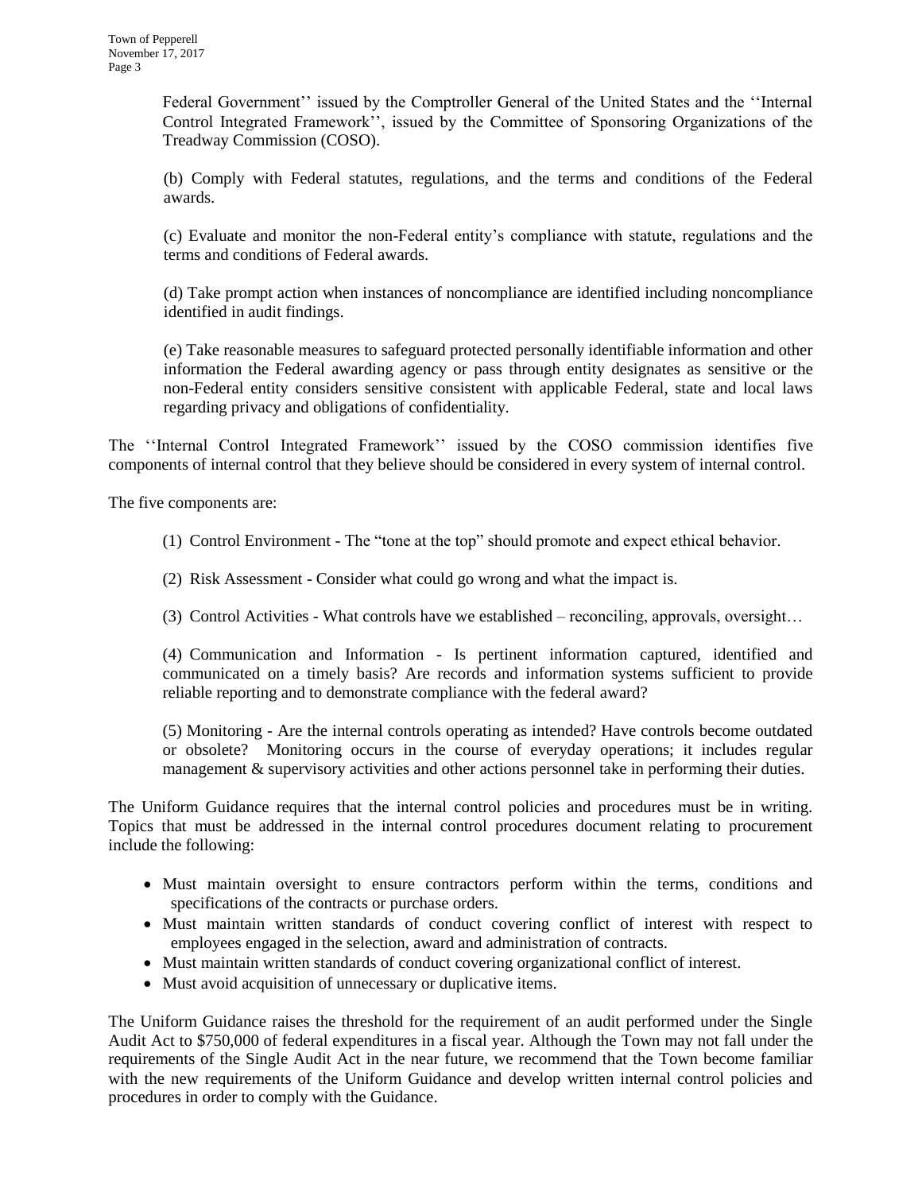Federal Government'' issued by the Comptroller General of the United States and the ''Internal Control Integrated Framework'', issued by the Committee of Sponsoring Organizations of the Treadway Commission (COSO).

(b) Comply with Federal statutes, regulations, and the terms and conditions of the Federal awards.

(c) Evaluate and monitor the non-Federal entity's compliance with statute, regulations and the terms and conditions of Federal awards.

(d) Take prompt action when instances of noncompliance are identified including noncompliance identified in audit findings.

(e) Take reasonable measures to safeguard protected personally identifiable information and other information the Federal awarding agency or pass through entity designates as sensitive or the non-Federal entity considers sensitive consistent with applicable Federal, state and local laws regarding privacy and obligations of confidentiality.

The ''Internal Control Integrated Framework'' issued by the COSO commission identifies five components of internal control that they believe should be considered in every system of internal control.

The five components are:

(1) Control Environment - The "tone at the top" should promote and expect ethical behavior.

(2) Risk Assessment - Consider what could go wrong and what the impact is.

(3) Control Activities - What controls have we established – reconciling, approvals, oversight…

(4) Communication and Information - Is pertinent information captured, identified and communicated on a timely basis? Are records and information systems sufficient to provide reliable reporting and to demonstrate compliance with the federal award?

(5) Monitoring - Are the internal controls operating as intended? Have controls become outdated or obsolete? Monitoring occurs in the course of everyday operations; it includes regular management & supervisory activities and other actions personnel take in performing their duties.

The Uniform Guidance requires that the internal control policies and procedures must be in writing. Topics that must be addressed in the internal control procedures document relating to procurement include the following:

- Must maintain oversight to ensure contractors perform within the terms, conditions and specifications of the contracts or purchase orders.
- Must maintain written standards of conduct covering conflict of interest with respect to employees engaged in the selection, award and administration of contracts.
- Must maintain written standards of conduct covering organizational conflict of interest.
- Must avoid acquisition of unnecessary or duplicative items.

The Uniform Guidance raises the threshold for the requirement of an audit performed under the Single Audit Act to $750,000 of federal expenditures in a fiscal year. Although the Town may not fall under the requirements of the Single Audit Act in the near future, we recommend that the Town become familiar with the new requirements of the Uniform Guidance and develop written internal control policies and procedures in order to comply with the Guidance.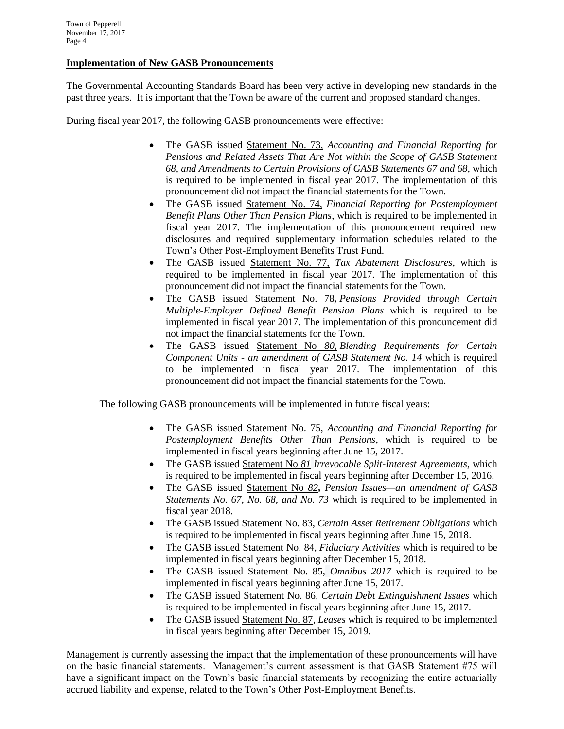## Implementation of New GASB Pronouncements

The Governmental Accounting Standards Board has been very active in developing new standards in the past three years. It is important that the Town be aware of the current and proposed standard changes.

During fiscal year 2017, the following GASB pronouncements were effective:

- The GASB issued Statement No. 73, *Accounting and Financial Reporting for Pensions and Related Assets That Are Not within the Scope of GASB Statement 68, and Amendments to Certain Provisions of GASB Statements 67 and 68,* which is required to be implemented in fiscal year 2017. The implementation of this pronouncement did not impact the financial statements for the Town.
- The GASB issued Statement No. 74, *Financial Reporting for Postemployment Benefit Plans Other Than Pension Plans*, which is required to be implemented in fiscal year 2017. The implementation of this pronouncement required new disclosures and required supplementary information schedules related to the Town's Other Post-Employment Benefits Trust Fund.
- The GASB issued Statement No. 77, *Tax Abatement Disclosures*, which is required to be implemented in fiscal year 2017. The implementation of this pronouncement did not impact the financial statements for the Town.
- The GASB issued Statement No. 78**,** *Pensions Provided through Certain Multiple-Employer Defined Benefit Pension Plans* which is required to be implemented in fiscal year 2017. The implementation of this pronouncement did not impact the financial statements for the Town.
- The GASB issued Statement No *80,* *Blending Requirements for Certain Component Units - an amendment of GASB Statement No. 14* which is required to be implemented in fiscal year 2017. The implementation of this pronouncement did not impact the financial statements for the Town.

The following GASB pronouncements will be implemented in future fiscal years:

- The GASB issued Statement No. 75, *Accounting and Financial Reporting for Postemployment Benefits Other Than Pensions*, which is required to be implemented in fiscal years beginning after June 15, 2017.
- The GASB issued Statement No *81* *Irrevocable Split-Interest Agreements*, which is required to be implemented in fiscal years beginning after December 15, 2016.
- The GASB issued Statement No *82***,** *Pension Issues—an amendment of GASB Statements No. 67, No. 68, and No. 73* which is required to be implemented in fiscal year 2018.
- The GASB issued Statement No. 83, *Certain Asset Retirement Obligations* which is required to be implemented in fiscal years beginning after June 15, 2018.
- The GASB issued Statement No. 84, *Fiduciary Activities* which is required to be implemented in fiscal years beginning after December 15, 2018.
- The GASB issued Statement No. 85, *Omnibus 2017* which is required to be implemented in fiscal years beginning after June 15, 2017.
- The GASB issued Statement No. 86, *Certain Debt Extinguishment Issues* which is required to be implemented in fiscal years beginning after June 15, 2017.
- The GASB issued Statement No. 87, *Leases* which is required to be implemented in fiscal years beginning after December 15, 2019.

Management is currently assessing the impact that the implementation of these pronouncements will have on the basic financial statements. Management's current assessment is that GASB Statement #75 will have a significant impact on the Town's basic financial statements by recognizing the entire actuarially accrued liability and expense, related to the Town's Other Post-Employment Benefits.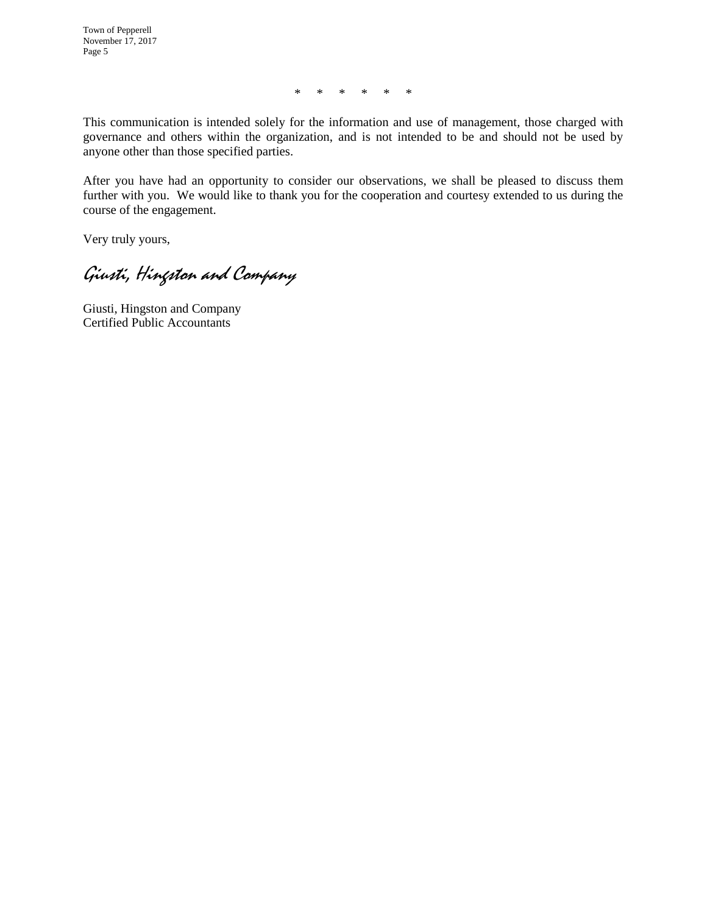\*     \*     \*     \*     \*     \*

This communication is intended solely for the information and use of management, those charged with governance and others within the organization, and is not intended to be and should not be used by anyone other than those specified parties.

After you have had an opportunity to consider our observations, we shall be pleased to discuss them further with you. We would like to thank you for the cooperation and courtesy extended to us during the course of the engagement.

Very truly yours,

*Giusti, Hingston and Company*

Giusti, Hingston and Company
Certified Public Accountants